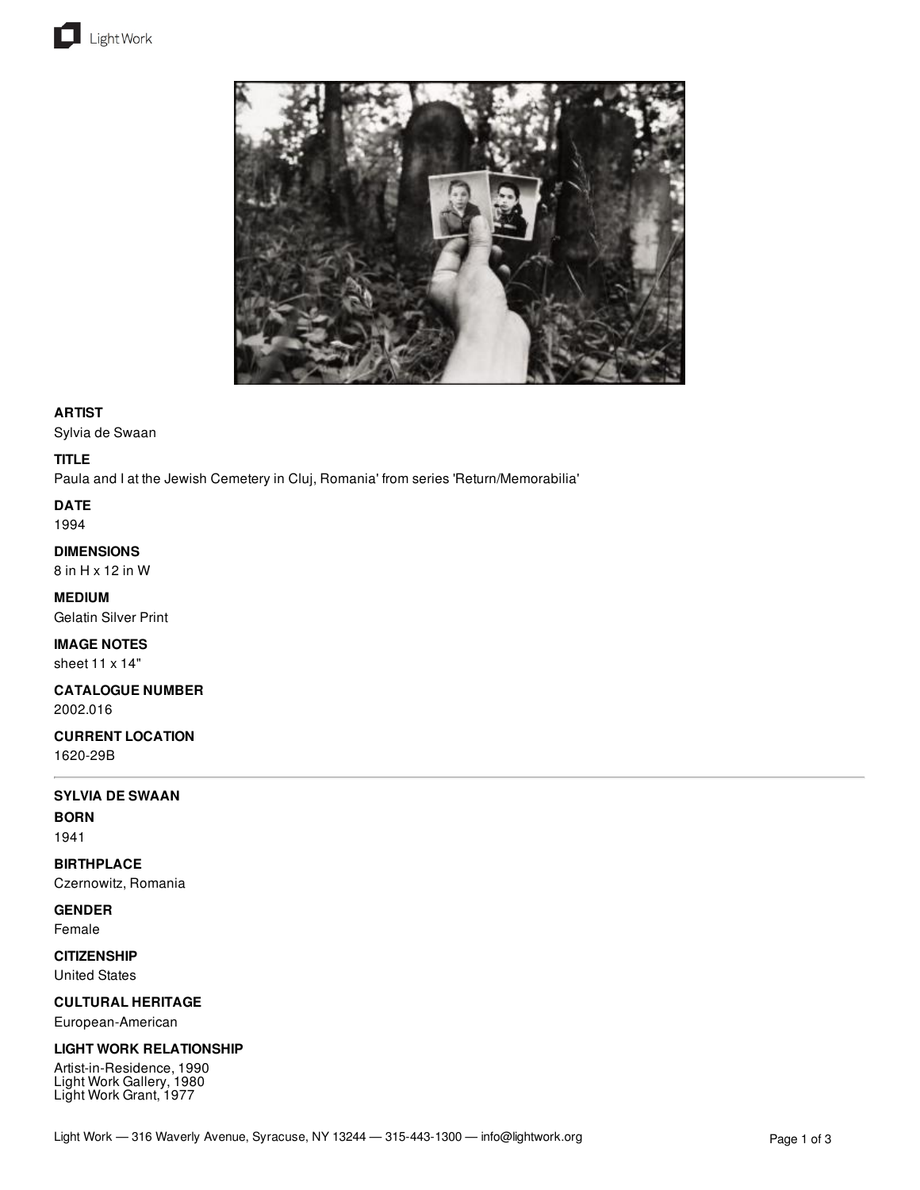**ARTIST**

Sylvia de Swaan

**TITLE**

Paula and I at the Jewish Cemetery in Cluj, Romania' from series 'Return/Memorabilia'

**DATE**

1994

**DIMENSIONS**

8 in H x 12 in W

**MEDIUM**

Gelatin Silver Print

**IMAGE NOTES**

sheet 11 x 14"

**CATALOGUE NUMBER**

2002.016

**CURRENT LOCATION**

1620-29B

---

**SYLVIA DE SWAAN**

**BORN**

1941

**BIRTHPLACE**

Czernowitz, Romania

**GENDER**

Female

**CITIZENSHIP**

United States

**CULTURAL HERITAGE**

European-American

**LIGHT WORK RELATIONSHIP**

Artist-in-Residence, 1990
Light Work Gallery, 1980
Light Work Grant, 1977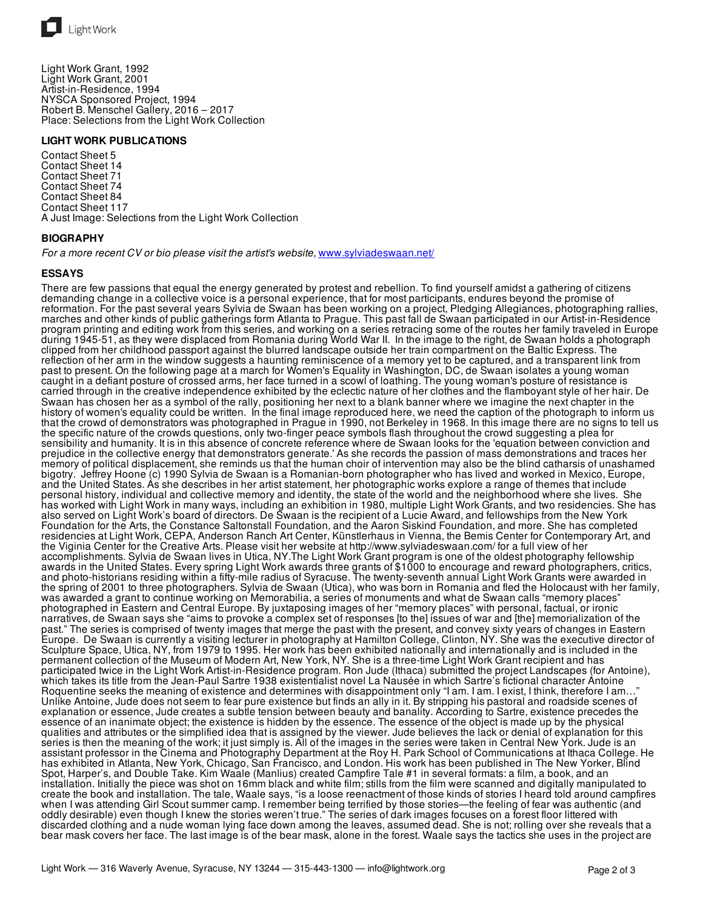Light Work Grant, 1992
Light Work Grant, 2001
Artist-in-Residence, 1994
NYSCA Sponsored Project, 1994
Robert B. Menschel Gallery, 2016 – 2017
Place: Selections from the Light Work Collection

## LIGHT WORK PUBLICATIONS

Contact Sheet 5
Contact Sheet 14
Contact Sheet 71
Contact Sheet 74
Contact Sheet 84
Contact Sheet 117
A Just Image: Selections from the Light Work Collection

## BIOGRAPHY

*For a more recent CV or bio please visit the artist's website,* [www.sylviadeswaan.net/](www.sylviadeswaan.net/)

## ESSAYS

There are few passions that equal the energy generated by protest and rebellion. To find yourself amidst a gathering of citizens demanding change in a collective voice is a personal experience, that for most participants, endures beyond the promise of reformation. For the past several years Sylvia de Swaan has been working on a project, Pledging Allegiances, photographing rallies, marches and other kinds of public gatherings form Atlanta to Prague. This past fall de Swaan participated in our Artist-in-Residence program printing and editing work from this series, and working on a series retracing some of the routes her family traveled in Europe during 1945-51, as they were displaced from Romania during World War II. In the image to the right, de Swaan holds a photograph clipped from her childhood passport against the blurred landscape outside her train compartment on the Baltic Express. The reflection of her arm in the window suggests a haunting reminiscence of a memory yet to be captured, and a transparent link from past to present. On the following page at a march for Women's Equality in Washington, DC, de Swaan isolates a young woman caught in a defiant posture of crossed arms, her face turned in a scowl of loathing. The young woman's posture of resistance is carried through in the creative independence exhibited by the eclectic nature of her clothes and the flamboyant style of her hair. De Swaan has chosen her as a symbol of the rally, positioning her next to a blank banner where we imagine the next chapter in the history of women's equality could be written. In the final image reproduced here, we need the caption of the photograph to inform us that the crowd of demonstrators was photographed in Prague in 1990, not Berkeley in 1968. In this image there are no signs to tell us the specific nature of the crowds questions, only two-finger peace symbols flash throughout the crowd suggesting a plea for sensibility and humanity. It is in this absence of concrete reference where de Swaan looks for the 'equation between conviction and prejudice in the collective energy that demonstrators generate.' As she records the passion of mass demonstrations and traces her memory of political displacement, she reminds us that the human choir of intervention may also be the blind catharsis of unashamed bigotry. Jeffrey Hoone (c) 1990 Sylvia de Swaan is a Romanian-born photographer who has lived and worked in Mexico, Europe, and the United States. As she describes in her artist statement, her photographic works explore a range of themes that include personal history, individual and collective memory and identity, the state of the world and the neighborhood where she lives. She has worked with Light Work in many ways, including an exhibition in 1980, multiple Light Work Grants, and two residencies. She has also served on Light Work's board of directors. De Swaan is the recipient of a Lucie Award, and fellowships from the New York Foundation for the Arts, the Constance Saltonstall Foundation, and the Aaron Siskind Foundation, and more. She has completed residencies at Light Work, CEPA, Anderson Ranch Art Center, Künstlerhaus in Vienna, the Bemis Center for Contemporary Art, and the Viginia Center for the Creative Arts. Please visit her website at http://www.sylviadeswaan.com/ for a full view of her accomplishments. Sylvia de Swaan lives in Utica, NY.The Light Work Grant program is one of the oldest photography fellowship awards in the United States. Every spring Light Work awards three grants of $1000 to encourage and reward photographers, critics, and photo-historians residing within a fifty-mile radius of Syracuse. The twenty-seventh annual Light Work Grants were awarded in the spring of 2001 to three photographers. Sylvia de Swaan (Utica), who was born in Romania and fled the Holocaust with her family, was awarded a grant to continue working on Memorabilia, a series of monuments and what de Swaan calls "memory places" photographed in Eastern and Central Europe. By juxtaposing images of her "memory places" with personal, factual, or ironic narratives, de Swaan says she "aims to provoke a complex set of responses [to the] issues of war and [the] memorialization of the past." The series is comprised of twenty images that merge the past with the present, and convey sixty years of changes in Eastern Europe. De Swaan is currently a visiting lecturer in photography at Hamilton College, Clinton, NY. She was the executive director of Sculpture Space, Utica, NY, from 1979 to 1995. Her work has been exhibited nationally and internationally and is included in the permanent collection of the Museum of Modern Art, New York, NY. She is a three-time Light Work Grant recipient and has participated twice in the Light Work Artist-in-Residence program. Ron Jude (Ithaca) submitted the project Landscapes (for Antoine), which takes its title from the Jean-Paul Sartre 1938 existentialist novel La Nausée in which Sartre's fictional character Antoine Roquentine seeks the meaning of existence and determines with disappointment only "I am. I am. I exist, I think, therefore I am…" Unlike Antoine, Jude does not seem to fear pure existence but finds an ally in it. By stripping his pastoral and roadside scenes of explanation or essence, Jude creates a subtle tension between beauty and banality. According to Sartre, existence precedes the essence of an inanimate object; the existence is hidden by the essence. The essence of the object is made up by the physical qualities and attributes or the simplified idea that is assigned by the viewer. Jude believes the lack or denial of explanation for this series is then the meaning of the work; it just simply is. All of the images in the series were taken in Central New York. Jude is an assistant professor in the Cinema and Photography Department at the Roy H. Park School of Communications at Ithaca College. He has exhibited in Atlanta, New York, Chicago, San Francisco, and London. His work has been published in The New Yorker, Blind Spot, Harper's, and Double Take. Kim Waale (Manlius) created Campfire Tale #1 in several formats: a film, a book, and an installation. Initially the piece was shot on 16mm black and white film; stills from the film were scanned and digitally manipulated to create the book and installation. The tale, Waale says, "is a loose reenactment of those kinds of stories I heard told around campfires when I was attending Girl Scout summer camp. I remember being terrified by those stories—the feeling of fear was authentic (and oddly desirable) even though I knew the stories weren't true." The series of dark images focuses on a forest floor littered with discarded clothing and a nude woman lying face down among the leaves, assumed dead. She is not; rolling over she reveals that a bear mask covers her face. The last image is of the bear mask, alone in the forest. Waale says the tactics she uses in the project are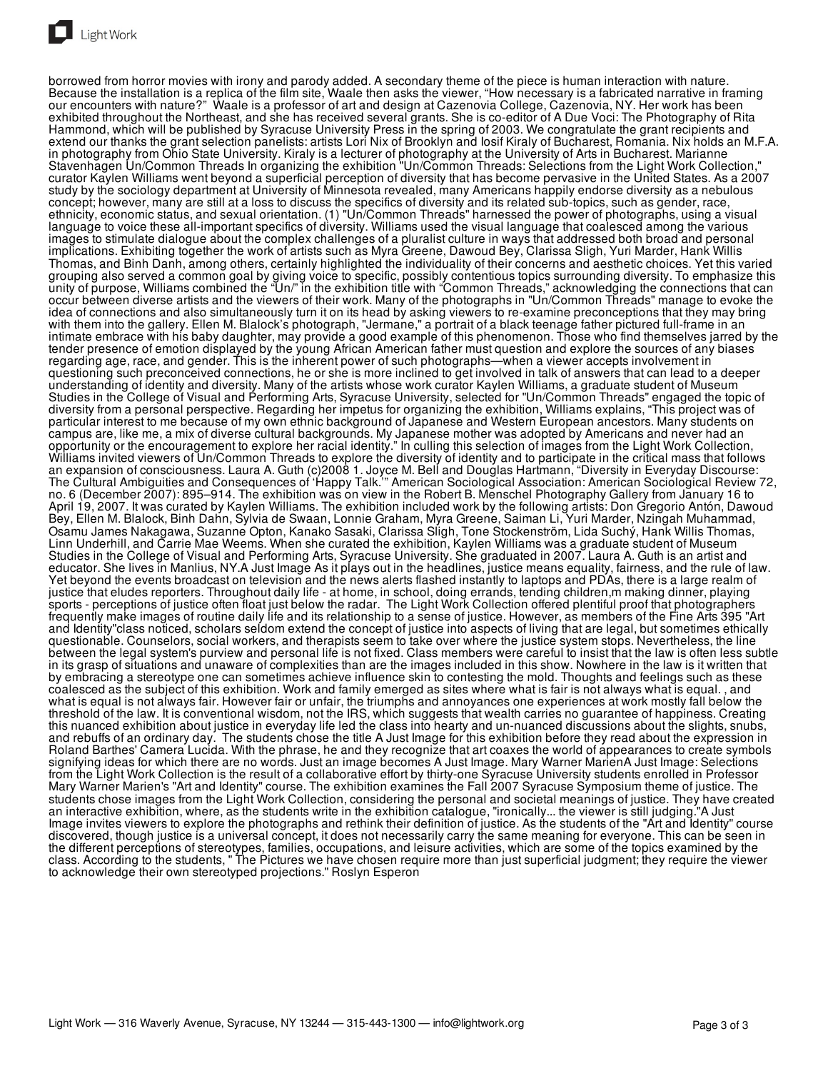borrowed from horror movies with irony and parody added. A secondary theme of the piece is human interaction with nature. Because the installation is a replica of the film site, Waale then asks the viewer, "How necessary is a fabricated narrative in framing our encounters with nature?" Waale is a professor of art and design at Cazenovia College, Cazenovia, NY. Her work has been exhibited throughout the Northeast, and she has received several grants. She is co-editor of A Due Voci: The Photography of Rita Hammond, which will be published by Syracuse University Press in the spring of 2003. We congratulate the grant recipients and extend our thanks the grant selection panelists: artists Lori Nix of Brooklyn and Iosif Kiraly of Bucharest, Romania. Nix holds an M.F.A. in photography from Ohio State University. Kiraly is a lecturer of photography at the University of Arts in Bucharest. Marianne Stavenhagen Un/Common Threads In organizing the exhibition "Un/Common Threads: Selections from the Light Work Collection," curator Kaylen Williams went beyond a superficial perception of diversity that has become pervasive in the United States. As a 2007 study by the sociology department at University of Minnesota revealed, many Americans happily endorse diversity as a nebulous concept; however, many are still at a loss to discuss the specifics of diversity and its related sub-topics, such as gender, race, ethnicity, economic status, and sexual orientation. (1) "Un/Common Threads" harnessed the power of photographs, using a visual language to voice these all-important specifics of diversity. Williams used the visual language that coalesced among the various images to stimulate dialogue about the complex challenges of a pluralist culture in ways that addressed both broad and personal implications. Exhibiting together the work of artists such as Myra Greene, Dawoud Bey, Clarissa Sligh, Yuri Marder, Hank Willis Thomas, and Binh Danh, among others, certainly highlighted the individuality of their concerns and aesthetic choices. Yet this varied grouping also served a common goal by giving voice to specific, possibly contentious topics surrounding diversity. To emphasize this unity of purpose, Williams combined the "Un/" in the exhibition title with "Common Threads," acknowledging the connections that can occur between diverse artists and the viewers of their work. Many of the photographs in "Un/Common Threads" manage to evoke the idea of connections and also simultaneously turn it on its head by asking viewers to re-examine preconceptions that they may bring with them into the gallery. Ellen M. Blalock's photograph, "Jermane," a portrait of a black teenage father pictured full-frame in an intimate embrace with his baby daughter, may provide a good example of this phenomenon. Those who find themselves jarred by the tender presence of emotion displayed by the young African American father must question and explore the sources of any biases regarding age, race, and gender. This is the inherent power of such photographs—when a viewer accepts involvement in questioning such preconceived connections, he or she is more inclined to get involved in talk of answers that can lead to a deeper understanding of identity and diversity. Many of the artists whose work curator Kaylen Williams, a graduate student of Museum Studies in the College of Visual and Performing Arts, Syracuse University, selected for "Un/Common Threads" engaged the topic of diversity from a personal perspective. Regarding her impetus for organizing the exhibition, Williams explains, "This project was of particular interest to me because of my own ethnic background of Japanese and Western European ancestors. Many students on campus are, like me, a mix of diverse cultural backgrounds. My Japanese mother was adopted by Americans and never had an opportunity or the encouragement to explore her racial identity." In culling this selection of images from the Light Work Collection, Williams invited viewers of Un/Common Threads to explore the diversity of identity and to participate in the critical mass that follows an expansion of consciousness. Laura A. Guth (c)2008 1. Joyce M. Bell and Douglas Hartmann, "Diversity in Everyday Discourse: The Cultural Ambiguities and Consequences of 'Happy Talk.'" American Sociological Association: American Sociological Review 72, no. 6 (December 2007): 895–914. The exhibition was on view in the Robert B. Menschel Photography Gallery from January 16 to April 19, 2007. It was curated by Kaylen Williams. The exhibition included work by the following artists: Don Gregorio Antón, Dawoud Bey, Ellen M. Blalock, Binh Dahn, Sylvia de Swaan, Lonnie Graham, Myra Greene, Saiman Li, Yuri Marder, Nzingah Muhammad, Osamu James Nakagawa, Suzanne Opton, Kanako Sasaki, Clarissa Sligh, Tone Stockenström, Lida Suchý, Hank Willis Thomas, Linn Underhill, and Carrie Mae Weems. When she curated the exhibition, Kaylen Williams was a graduate student of Museum Studies in the College of Visual and Performing Arts, Syracuse University. She graduated in 2007. Laura A. Guth is an artist and educator. She lives in Manlius, NY.A Just Image As it plays out in the headlines, justice means equality, fairness, and the rule of law. Yet beyond the events broadcast on television and the news alerts flashed instantly to laptops and PDAs, there is a large realm of justice that eludes reporters. Throughout daily life - at home, in school, doing errands, tending children,m making dinner, playing sports - perceptions of justice often float just below the radar. The Light Work Collection offered plentiful proof that photographers frequently make images of routine daily life and its relationship to a sense of justice. However, as members of the Fine Arts 395 "Art and Identity"class noticed, scholars seldom extend the concept of justice into aspects of living that are legal, but sometimes ethically questionable. Counselors, social workers, and therapists seem to take over where the justice system stops. Nevertheless, the line between the legal system's purview and personal life is not fixed. Class members were careful to insist that the law is often less subtle in its grasp of situations and unaware of complexities than are the images included in this show. Nowhere in the law is it written that by embracing a stereotype one can sometimes achieve influence skin to contesting the mold. Thoughts and feelings such as these coalesced as the subject of this exhibition. Work and family emerged as sites where what is fair is not always what is equal. , and what is equal is not always fair. However fair or unfair, the triumphs and annoyances one experiences at work mostly fall below the threshold of the law. It is conventional wisdom, not the IRS, which suggests that wealth carries no guarantee of happiness. Creating this nuanced exhibition about justice in everyday life led the class into hearty and un-nuanced discussions about the slights, snubs, and rebuffs of an ordinary day. The students chose the title A Just Image for this exhibition before they read about the expression in Roland Barthes' Camera Lucida. With the phrase, he and they recognize that art coaxes the world of appearances to create symbols signifying ideas for which there are no words. Just an image becomes A Just Image. Mary Warner MarienA Just Image: Selections from the Light Work Collection is the result of a collaborative effort by thirty-one Syracuse University students enrolled in Professor Mary Warner Marien's "Art and Identity" course. The exhibition examines the Fall 2007 Syracuse Symposium theme of justice. The students chose images from the Light Work Collection, considering the personal and societal meanings of justice. They have created an interactive exhibition, where, as the students write in the exhibition catalogue, "ironically... the viewer is still judging."A Just Image invites viewers to explore the photographs and rethink their definition of justice. As the students of the "Art and Identity" course discovered, though justice is a universal concept, it does not necessarily carry the same meaning for everyone. This can be seen in the different perceptions of stereotypes, families, occupations, and leisure activities, which are some of the topics examined by the class. According to the students, " The Pictures we have chosen require more than just superficial judgment; they require the viewer to acknowledge their own stereotyped projections." Roslyn Esperon